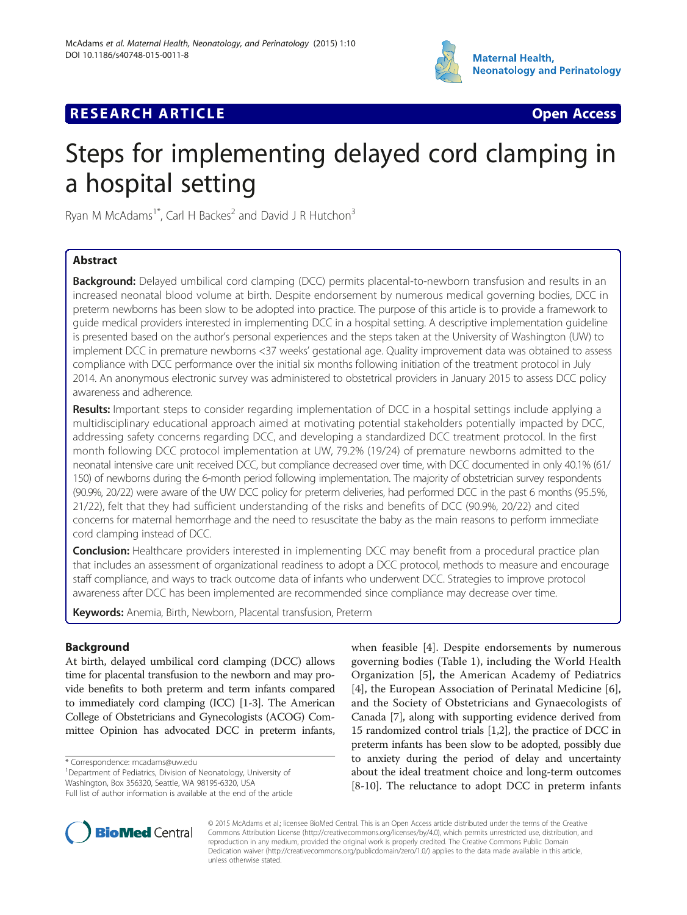RESEARCH ARTICLE

Open Access

# Steps for implementing delayed cord clamping in a hospital setting

Ryan M McAdams[1*], Carl H Backes[2] and David J R Hutchon[3]

## Abstract

**Background:** Delayed umbilical cord clamping (DCC) permits placental-to-newborn transfusion and results in an increased neonatal blood volume at birth. Despite endorsement by numerous medical governing bodies, DCC in preterm newborns has been slow to be adopted into practice. The purpose of this article is to provide a framework to guide medical providers interested in implementing DCC in a hospital setting. A descriptive implementation guideline is presented based on the author's personal experiences and the steps taken at the University of Washington (UW) to implement DCC in premature newborns <37 weeks' gestational age. Quality improvement data was obtained to assess compliance with DCC performance over the initial six months following initiation of the treatment protocol in July 2014. An anonymous electronic survey was administered to obstetrical providers in January 2015 to assess DCC policy awareness and adherence.

**Results:** Important steps to consider regarding implementation of DCC in a hospital settings include applying a multidisciplinary educational approach aimed at motivating potential stakeholders potentially impacted by DCC, addressing safety concerns regarding DCC, and developing a standardized DCC treatment protocol. In the first month following DCC protocol implementation at UW, 79.2% (19/24) of premature newborns admitted to the neonatal intensive care unit received DCC, but compliance decreased over time, with DCC documented in only 40.1% (61/150) of newborns during the 6-month period following implementation. The majority of obstetrician survey respondents (90.9%, 20/22) were aware of the UW DCC policy for preterm deliveries, had performed DCC in the past 6 months (95.5%, 21/22), felt that they had sufficient understanding of the risks and benefits of DCC (90.9%, 20/22) and cited concerns for maternal hemorrhage and the need to resuscitate the baby as the main reasons to perform immediate cord clamping instead of DCC.

**Conclusion:** Healthcare providers interested in implementing DCC may benefit from a procedural practice plan that includes an assessment of organizational readiness to adopt a DCC protocol, methods to measure and encourage staff compliance, and ways to track outcome data of infants who underwent DCC. Strategies to improve protocol awareness after DCC has been implemented are recommended since compliance may decrease over time.

**Keywords:** Anemia, Birth, Newborn, Placental transfusion, Preterm

## Background

At birth, delayed umbilical cord clamping (DCC) allows time for placental transfusion to the newborn and may provide benefits to both preterm and term infants compared to immediately cord clamping (ICC) [1-3]. The American College of Obstetricians and Gynecologists (ACOG) Committee Opinion has advocated DCC in preterm infants, when feasible [4]. Despite endorsements by numerous governing bodies (Table 1), including the World Health Organization [5], the American Academy of Pediatrics [4], the European Association of Perinatal Medicine [6], and the Society of Obstetricians and Gynaecologists of Canada [7], along with supporting evidence derived from 15 randomized control trials [1,2], the practice of DCC in preterm infants has been slow to be adopted, possibly due to anxiety during the period of delay and uncertainty about the ideal treatment choice and long-term outcomes [8-10]. The reluctance to adopt DCC in preterm infants

* Correspondence: mcadams@uw.edu
[1]Department of Pediatrics, Division of Neonatology, University of Washington, Box 356320, Seattle, WA 98195-6320, USA
Full list of author information is available at the end of the article

© 2015 McAdams et al.; licensee BioMed Central. This is an Open Access article distributed under the terms of the Creative Commons Attribution License (http://creativecommons.org/licenses/by/4.0), which permits unrestricted use, distribution, and reproduction in any medium, provided the original work is properly credited. The Creative Commons Public Domain Dedication waiver (http://creativecommons.org/publicdomain/zero/1.0/) applies to the data made available in this article, unless otherwise stated.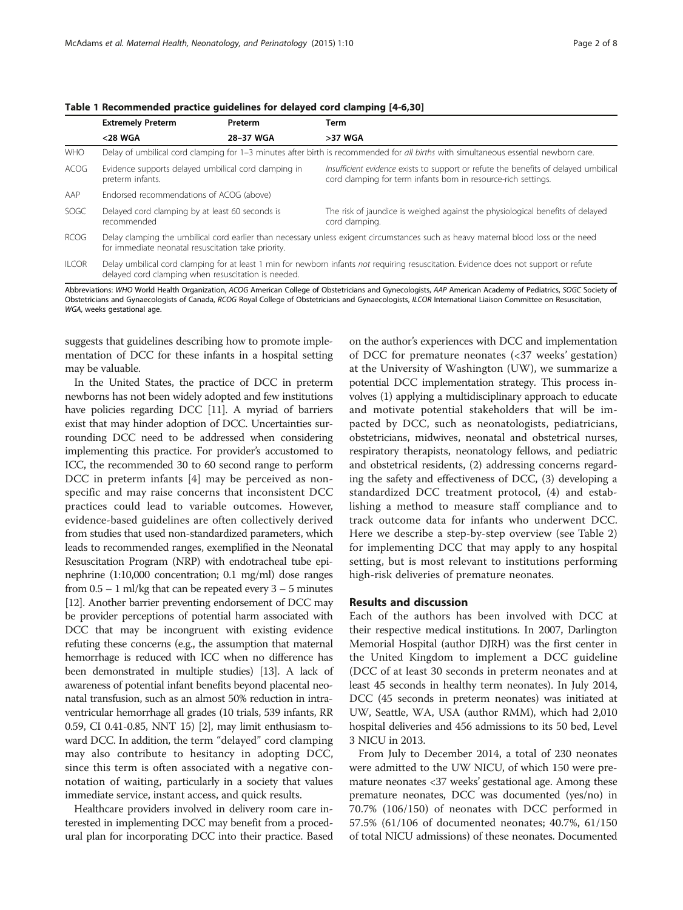**Table 1 Recommended practice guidelines for delayed cord clamping [4-6,30]**

| | Extremely Preterm | Preterm | Term |
|---|---|---|---|
| | <28 WGA | 28–37 WGA | >37 WGA |
| WHO | Delay of umbilical cord clamping for 1–3 minutes after birth is recommended for *all births* with simultaneous essential newborn care. | | |
| ACOG | Evidence supports delayed umbilical cord clamping in preterm infants. | | *Insufficient evidence* exists to support or refute the benefits of delayed umbilical cord clamping for term infants born in resource-rich settings. |
| AAP | Endorsed recommendations of ACOG (above) | | |
| SOGC | Delayed cord clamping by at least 60 seconds is recommended | | The risk of jaundice is weighed against the physiological benefits of delayed cord clamping. |
| RCOG | Delay clamping the umbilical cord earlier than necessary unless exigent circumstances such as heavy maternal blood loss or the need for immediate neonatal resuscitation take priority. | | |
| ILCOR | Delay umbilical cord clamping for at least 1 min for newborn infants *not* requiring resuscitation. Evidence does not support or refute delayed cord clamping when resuscitation is needed. | | |

Abbreviations: *WHO* World Health Organization, *ACOG* American College of Obstetricians and Gynecologists, *AAP* American Academy of Pediatrics, *SOGC* Society of Obstetricians and Gynaecologists of Canada, *RCOG* Royal College of Obstetricians and Gynaecologists, *ILCOR* International Liaison Committee on Resuscitation, *WGA*, weeks gestational age.

suggests that guidelines describing how to promote implementation of DCC for these infants in a hospital setting may be valuable.

In the United States, the practice of DCC in preterm newborns has not been widely adopted and few institutions have policies regarding DCC [11]. A myriad of barriers exist that may hinder adoption of DCC. Uncertainties surrounding DCC need to be addressed when considering implementing this practice. For provider's accustomed to ICC, the recommended 30 to 60 second range to perform DCC in preterm infants [4] may be perceived as non-specific and may raise concerns that inconsistent DCC practices could lead to variable outcomes. However, evidence-based guidelines are often collectively derived from studies that used non-standardized parameters, which leads to recommended ranges, exemplified in the Neonatal Resuscitation Program (NRP) with endotracheal tube epinephrine (1:10,000 concentration; 0.1 mg/ml) dose ranges from 0.5 – 1 ml/kg that can be repeated every 3 – 5 minutes [12]. Another barrier preventing endorsement of DCC may be provider perceptions of potential harm associated with DCC that may be incongruent with existing evidence refuting these concerns (e.g., the assumption that maternal hemorrhage is reduced with ICC when no difference has been demonstrated in multiple studies) [13]. A lack of awareness of potential infant benefits beyond placental neonatal transfusion, such as an almost 50% reduction in intraventricular hemorrhage all grades (10 trials, 539 infants, RR 0.59, CI 0.41-0.85, NNT 15) [2], may limit enthusiasm toward DCC. In addition, the term "delayed" cord clamping may also contribute to hesitancy in adopting DCC, since this term is often associated with a negative connotation of waiting, particularly in a society that values immediate service, instant access, and quick results.

Healthcare providers involved in delivery room care interested in implementing DCC may benefit from a procedural plan for incorporating DCC into their practice. Based on the author's experiences with DCC and implementation of DCC for premature neonates (<37 weeks' gestation) at the University of Washington (UW), we summarize a potential DCC implementation strategy. This process involves (1) applying a multidisciplinary approach to educate and motivate potential stakeholders that will be impacted by DCC, such as neonatologists, pediatricians, obstetricians, midwives, neonatal and obstetrical nurses, respiratory therapists, neonatology fellows, and pediatric and obstetrical residents, (2) addressing concerns regarding the safety and effectiveness of DCC, (3) developing a standardized DCC treatment protocol, (4) and establishing a method to measure staff compliance and to track outcome data for infants who underwent DCC. Here we describe a step-by-step overview (see Table 2) for implementing DCC that may apply to any hospital setting, but is most relevant to institutions performing high-risk deliveries of premature neonates.

## Results and discussion

Each of the authors has been involved with DCC at their respective medical institutions. In 2007, Darlington Memorial Hospital (author DJRH) was the first center in the United Kingdom to implement a DCC guideline (DCC of at least 30 seconds in preterm neonates and at least 45 seconds in healthy term neonates). In July 2014, DCC (45 seconds in preterm neonates) was initiated at UW, Seattle, WA, USA (author RMM), which had 2,010 hospital deliveries and 456 admissions to its 50 bed, Level 3 NICU in 2013.

From July to December 2014, a total of 230 neonates were admitted to the UW NICU, of which 150 were premature neonates <37 weeks' gestational age. Among these premature neonates, DCC was documented (yes/no) in 70.7% (106/150) of neonates with DCC performed in 57.5% (61/106 of documented neonates; 40.7%, 61/150 of total NICU admissions) of these neonates. Documented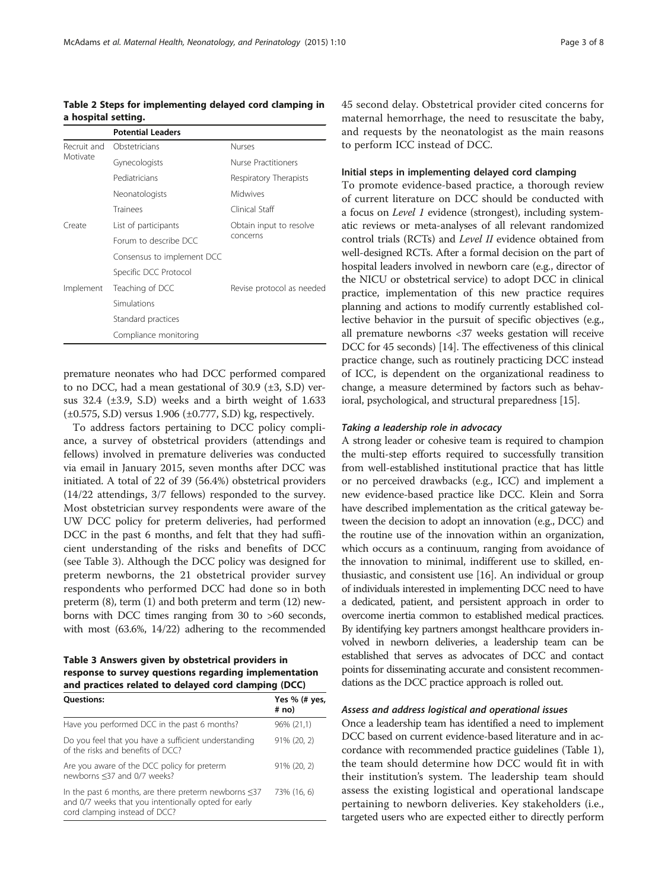**Table 2 Steps for implementing delayed cord clamping in a hospital setting.**

| | Potential Leaders | |
|---|---|---|
| Recruit and Motivate | Obstetricians | Nurses |
| | Gynecologists | Nurse Practitioners |
| | Pediatricians | Respiratory Therapists |
| | Neonatologists | Midwives |
| | Trainees | Clinical Staff |
| Create | List of participants | Obtain input to resolve concerns |
| | Forum to describe DCC | |
| | Consensus to implement DCC | |
| | Specific DCC Protocol | |
| Implement | Teaching of DCC | Revise protocol as needed |
| | Simulations | |
| | Standard practices | |
| | Compliance monitoring | |

premature neonates who had DCC performed compared to no DCC, had a mean gestational of 30.9 (±3, S.D) versus 32.4 (±3.9, S.D) weeks and a birth weight of 1.633 (±0.575, S.D) versus 1.906 (±0.777, S.D) kg, respectively.

To address factors pertaining to DCC policy compliance, a survey of obstetrical providers (attendings and fellows) involved in premature deliveries was conducted via email in January 2015, seven months after DCC was initiated. A total of 22 of 39 (56.4%) obstetrical providers (14/22 attendings, 3/7 fellows) responded to the survey. Most obstetrician survey respondents were aware of the UW DCC policy for preterm deliveries, had performed DCC in the past 6 months, and felt that they had sufficient understanding of the risks and benefits of DCC (see Table 3). Although the DCC policy was designed for preterm newborns, the 21 obstetrical provider survey respondents who performed DCC had done so in both preterm (8), term (1) and both preterm and term (12) newborns with DCC times ranging from 30 to >60 seconds, with most (63.6%, 14/22) adhering to the recommended 45 second delay. Obstetrical provider cited concerns for maternal hemorrhage, the need to resuscitate the baby, and requests by the neonatologist as the main reasons to perform ICC instead of DCC.

**Table 3 Answers given by obstetrical providers in response to survey questions regarding implementation and practices related to delayed cord clamping (DCC)**

| Questions: | Yes % (# yes, # no) |
|---|---|
| Have you performed DCC in the past 6 months? | 96% (21,1) |
| Do you feel that you have a sufficient understanding of the risks and benefits of DCC? | 91% (20, 2) |
| Are you aware of the DCC policy for preterm newborns ≤37 and 0/7 weeks? | 91% (20, 2) |
| In the past 6 months, are there preterm newborns ≤37 and 0/7 weeks that you intentionally opted for early cord clamping instead of DCC? | 73% (16, 6) |

### Initial steps in implementing delayed cord clamping

To promote evidence-based practice, a thorough review of current literature on DCC should be conducted with a focus on *Level 1* evidence (strongest), including systematic reviews or meta-analyses of all relevant randomized control trials (RCTs) and *Level II* evidence obtained from well-designed RCTs. After a formal decision on the part of hospital leaders involved in newborn care (e.g., director of the NICU or obstetrical service) to adopt DCC in clinical practice, implementation of this new practice requires planning and actions to modify currently established collective behavior in the pursuit of specific objectives (e.g., all premature newborns <37 weeks gestation will receive DCC for 45 seconds) [14]. The effectiveness of this clinical practice change, such as routinely practicing DCC instead of ICC, is dependent on the organizational readiness to change, a measure determined by factors such as behavioral, psychological, and structural preparedness [15].

#### *Taking a leadership role in advocacy*

A strong leader or cohesive team is required to champion the multi-step efforts required to successfully transition from well-established institutional practice that has little or no perceived drawbacks (e.g., ICC) and implement a new evidence-based practice like DCC. Klein and Sorra have described implementation as the critical gateway between the decision to adopt an innovation (e.g., DCC) and the routine use of the innovation within an organization, which occurs as a continuum, ranging from avoidance of the innovation to minimal, indifferent use to skilled, enthusiastic, and consistent use [16]. An individual or group of individuals interested in implementing DCC need to have a dedicated, patient, and persistent approach in order to overcome inertia common to established medical practices. By identifying key partners amongst healthcare providers involved in newborn deliveries, a leadership team can be established that serves as advocates of DCC and contact points for disseminating accurate and consistent recommendations as the DCC practice approach is rolled out.

#### *Assess and address logistical and operational issues*

Once a leadership team has identified a need to implement DCC based on current evidence-based literature and in accordance with recommended practice guidelines (Table 1), the team should determine how DCC would fit in with their institution's system. The leadership team should assess the existing logistical and operational landscape pertaining to newborn deliveries. Key stakeholders (i.e., targeted users who are expected either to directly perform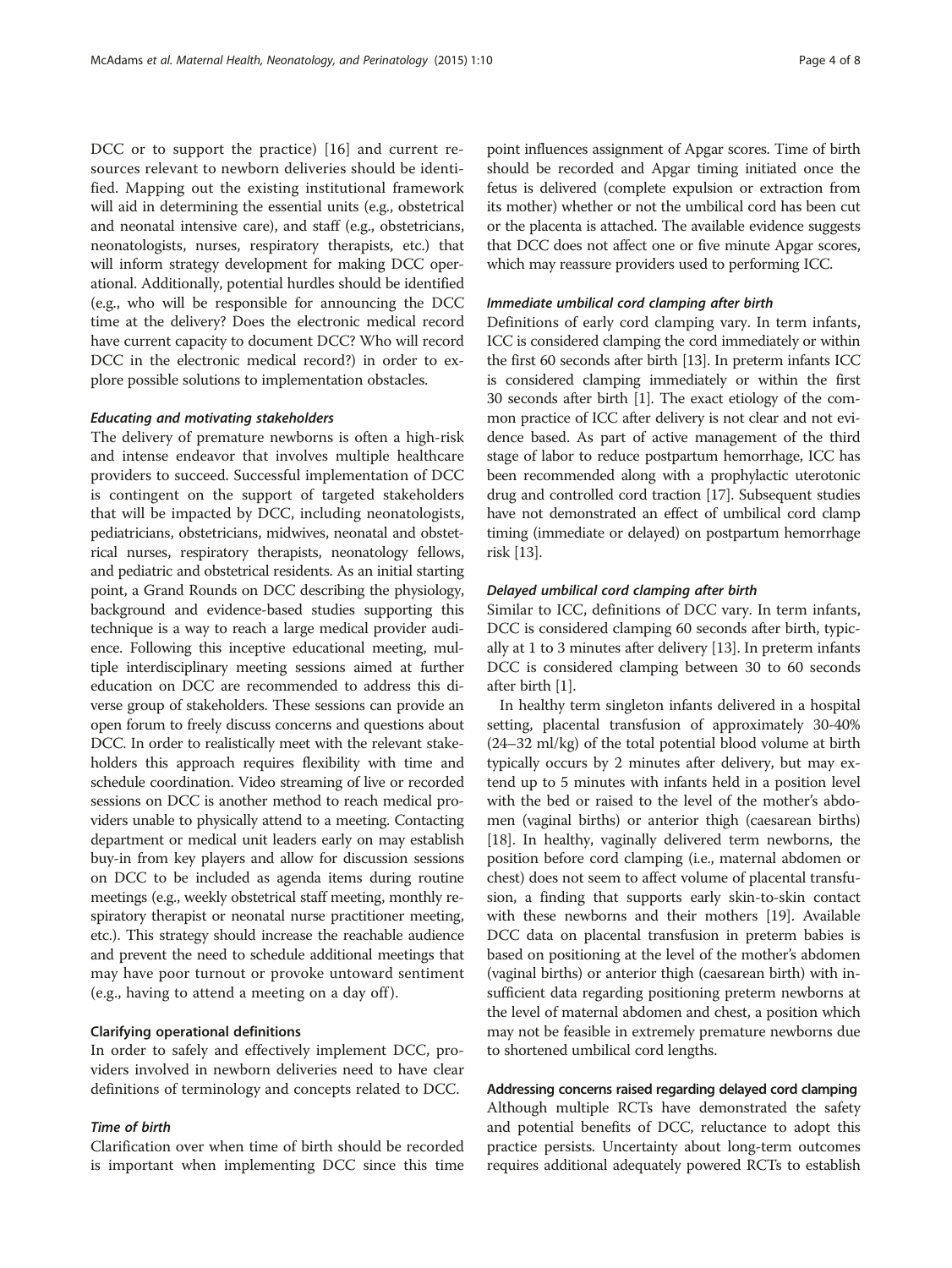DCC or to support the practice) [16] and current resources relevant to newborn deliveries should be identified. Mapping out the existing institutional framework will aid in determining the essential units (e.g., obstetrical and neonatal intensive care), and staff (e.g., obstetricians, neonatologists, nurses, respiratory therapists, etc.) that will inform strategy development for making DCC operational. Additionally, potential hurdles should be identified (e.g., who will be responsible for announcing the DCC time at the delivery? Does the electronic medical record have current capacity to document DCC? Who will record DCC in the electronic medical record?) in order to explore possible solutions to implementation obstacles.

#### *Educating and motivating stakeholders*

The delivery of premature newborns is often a high-risk and intense endeavor that involves multiple healthcare providers to succeed. Successful implementation of DCC is contingent on the support of targeted stakeholders that will be impacted by DCC, including neonatologists, pediatricians, obstetricians, midwives, neonatal and obstetrical nurses, respiratory therapists, neonatology fellows, and pediatric and obstetrical residents. As an initial starting point, a Grand Rounds on DCC describing the physiology, background and evidence-based studies supporting this technique is a way to reach a large medical provider audience. Following this inceptive educational meeting, multiple interdisciplinary meeting sessions aimed at further education on DCC are recommended to address this diverse group of stakeholders. These sessions can provide an open forum to freely discuss concerns and questions about DCC. In order to realistically meet with the relevant stakeholders this approach requires flexibility with time and schedule coordination. Video streaming of live or recorded sessions on DCC is another method to reach medical providers unable to physically attend to a meeting. Contacting department or medical unit leaders early on may establish buy-in from key players and allow for discussion sessions on DCC to be included as agenda items during routine meetings (e.g., weekly obstetrical staff meeting, monthly respiratory therapist or neonatal nurse practitioner meeting, etc.). This strategy should increase the reachable audience and prevent the need to schedule additional meetings that may have poor turnout or provoke untoward sentiment (e.g., having to attend a meeting on a day off).

### Clarifying operational definitions

In order to safely and effectively implement DCC, providers involved in newborn deliveries need to have clear definitions of terminology and concepts related to DCC.

#### *Time of birth*

Clarification over when time of birth should be recorded is important when implementing DCC since this time point influences assignment of Apgar scores. Time of birth should be recorded and Apgar timing initiated once the fetus is delivered (complete expulsion or extraction from its mother) whether or not the umbilical cord has been cut or the placenta is attached. The available evidence suggests that DCC does not affect one or five minute Apgar scores, which may reassure providers used to performing ICC.

#### *Immediate umbilical cord clamping after birth*

Definitions of early cord clamping vary. In term infants, ICC is considered clamping the cord immediately or within the first 60 seconds after birth [13]. In preterm infants ICC is considered clamping immediately or within the first 30 seconds after birth [1]. The exact etiology of the common practice of ICC after delivery is not clear and not evidence based. As part of active management of the third stage of labor to reduce postpartum hemorrhage, ICC has been recommended along with a prophylactic uterotonic drug and controlled cord traction [17]. Subsequent studies have not demonstrated an effect of umbilical cord clamp timing (immediate or delayed) on postpartum hemorrhage risk [13].

#### *Delayed umbilical cord clamping after birth*

Similar to ICC, definitions of DCC vary. In term infants, DCC is considered clamping 60 seconds after birth, typically at 1 to 3 minutes after delivery [13]. In preterm infants DCC is considered clamping between 30 to 60 seconds after birth [1].

In healthy term singleton infants delivered in a hospital setting, placental transfusion of approximately 30-40% (24–32 ml/kg) of the total potential blood volume at birth typically occurs by 2 minutes after delivery, but may extend up to 5 minutes with infants held in a position level with the bed or raised to the level of the mother's abdomen (vaginal births) or anterior thigh (caesarean births) [18]. In healthy, vaginally delivered term newborns, the position before cord clamping (i.e., maternal abdomen or chest) does not seem to affect volume of placental transfusion, a finding that supports early skin-to-skin contact with these newborns and their mothers [19]. Available DCC data on placental transfusion in preterm babies is based on positioning at the level of the mother's abdomen (vaginal births) or anterior thigh (caesarean birth) with insufficient data regarding positioning preterm newborns at the level of maternal abdomen and chest, a position which may not be feasible in extremely premature newborns due to shortened umbilical cord lengths.

### Addressing concerns raised regarding delayed cord clamping

Although multiple RCTs have demonstrated the safety and potential benefits of DCC, reluctance to adopt this practice persists. Uncertainty about long-term outcomes requires additional adequately powered RCTs to establish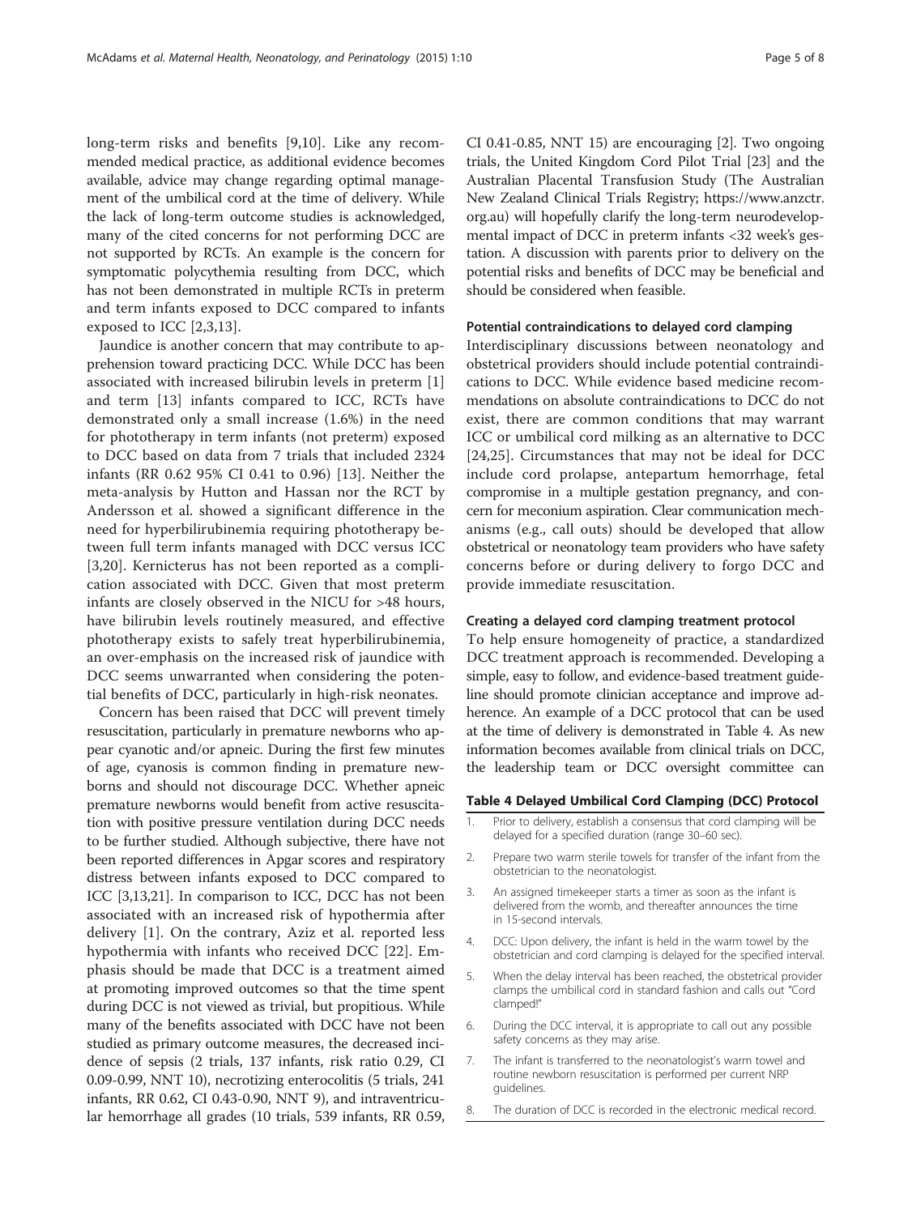long-term risks and benefits [9,10]. Like any recommended medical practice, as additional evidence becomes available, advice may change regarding optimal management of the umbilical cord at the time of delivery. While the lack of long-term outcome studies is acknowledged, many of the cited concerns for not performing DCC are not supported by RCTs. An example is the concern for symptomatic polycythemia resulting from DCC, which has not been demonstrated in multiple RCTs in preterm and term infants exposed to DCC compared to infants exposed to ICC [2,3,13].

Jaundice is another concern that may contribute to apprehension toward practicing DCC. While DCC has been associated with increased bilirubin levels in preterm [1] and term [13] infants compared to ICC, RCTs have demonstrated only a small increase (1.6%) in the need for phototherapy in term infants (not preterm) exposed to DCC based on data from 7 trials that included 2324 infants (RR 0.62 95% CI 0.41 to 0.96) [13]. Neither the meta-analysis by Hutton and Hassan nor the RCT by Andersson et al. showed a significant difference in the need for hyperbilirubinemia requiring phototherapy between full term infants managed with DCC versus ICC [3,20]. Kernicterus has not been reported as a complication associated with DCC. Given that most preterm infants are closely observed in the NICU for >48 hours, have bilirubin levels routinely measured, and effective phototherapy exists to safely treat hyperbilirubinemia, an over-emphasis on the increased risk of jaundice with DCC seems unwarranted when considering the potential benefits of DCC, particularly in high-risk neonates.

Concern has been raised that DCC will prevent timely resuscitation, particularly in premature newborns who appear cyanotic and/or apneic. During the first few minutes of age, cyanosis is common finding in premature newborns and should not discourage DCC. Whether apneic premature newborns would benefit from active resuscitation with positive pressure ventilation during DCC needs to be further studied. Although subjective, there have not been reported differences in Apgar scores and respiratory distress between infants exposed to DCC compared to ICC [3,13,21]. In comparison to ICC, DCC has not been associated with an increased risk of hypothermia after delivery [1]. On the contrary, Aziz et al. reported less hypothermia with infants who received DCC [22]. Emphasis should be made that DCC is a treatment aimed at promoting improved outcomes so that the time spent during DCC is not viewed as trivial, but propitious. While many of the benefits associated with DCC have not been studied as primary outcome measures, the decreased incidence of sepsis (2 trials, 137 infants, risk ratio 0.29, CI 0.09-0.99, NNT 10), necrotizing enterocolitis (5 trials, 241 infants, RR 0.62, CI 0.43-0.90, NNT 9), and intraventricular hemorrhage all grades (10 trials, 539 infants, RR 0.59, CI 0.41-0.85, NNT 15) are encouraging [2]. Two ongoing trials, the United Kingdom Cord Pilot Trial [23] and the Australian Placental Transfusion Study (The Australian New Zealand Clinical Trials Registry; https://www.anzctr.org.au) will hopefully clarify the long-term neurodevelopmental impact of DCC in preterm infants <32 week's gestation. A discussion with parents prior to delivery on the potential risks and benefits of DCC may be beneficial and should be considered when feasible.

#### Potential contraindications to delayed cord clamping

Interdisciplinary discussions between neonatology and obstetrical providers should include potential contraindications to DCC. While evidence based medicine recommendations on absolute contraindications to DCC do not exist, there are common conditions that may warrant ICC or umbilical cord milking as an alternative to DCC [24,25]. Circumstances that may not be ideal for DCC include cord prolapse, antepartum hemorrhage, fetal compromise in a multiple gestation pregnancy, and concern for meconium aspiration. Clear communication mechanisms (e.g., call outs) should be developed that allow obstetrical or neonatology team providers who have safety concerns before or during delivery to forgo DCC and provide immediate resuscitation.

#### Creating a delayed cord clamping treatment protocol

To help ensure homogeneity of practice, a standardized DCC treatment approach is recommended. Developing a simple, easy to follow, and evidence-based treatment guideline should promote clinician acceptance and improve adherence. An example of a DCC protocol that can be used at the time of delivery is demonstrated in Table 4. As new information becomes available from clinical trials on DCC, the leadership team or DCC oversight committee can

**Table 4 Delayed Umbilical Cord Clamping (DCC) Protocol**

| | |
|---|---|
| 1. | Prior to delivery, establish a consensus that cord clamping will be delayed for a specified duration (range 30–60 sec). |
| 2. | Prepare two warm sterile towels for transfer of the infant from the obstetrician to the neonatologist. |
| 3. | An assigned timekeeper starts a timer as soon as the infant is delivered from the womb, and thereafter announces the time in 15-second intervals. |
| 4. | DCC: Upon delivery, the infant is held in the warm towel by the obstetrician and cord clamping is delayed for the specified interval. |
| 5. | When the delay interval has been reached, the obstetrical provider clamps the umbilical cord in standard fashion and calls out "Cord clamped!" |
| 6. | During the DCC interval, it is appropriate to call out any possible safety concerns as they may arise. |
| 7. | The infant is transferred to the neonatologist's warm towel and routine newborn resuscitation is performed per current NRP guidelines. |
| 8. | The duration of DCC is recorded in the electronic medical record. |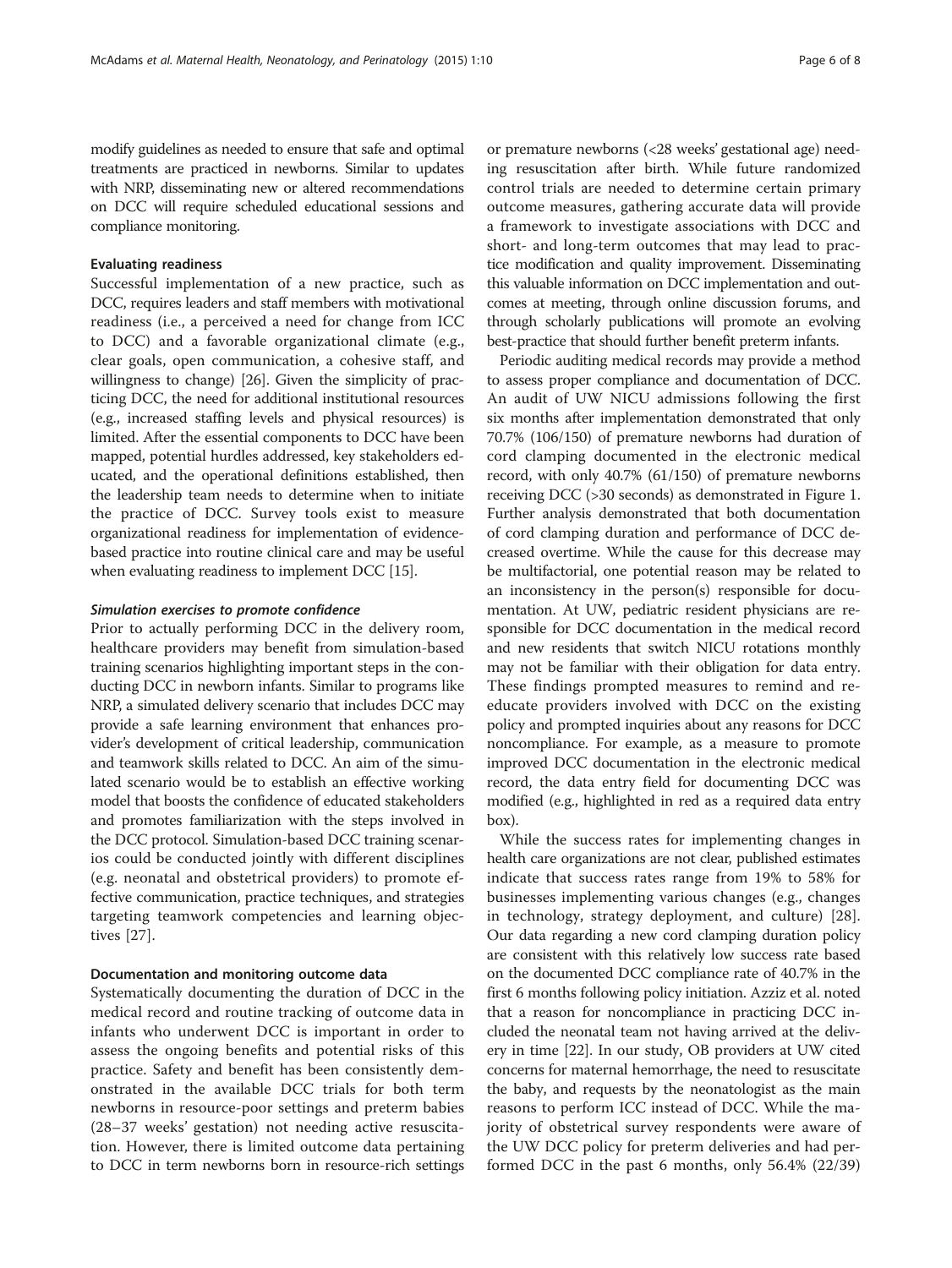modify guidelines as needed to ensure that safe and optimal treatments are practiced in newborns. Similar to updates with NRP, disseminating new or altered recommendations on DCC will require scheduled educational sessions and compliance monitoring.

### Evaluating readiness

Successful implementation of a new practice, such as DCC, requires leaders and staff members with motivational readiness (i.e., a perceived a need for change from ICC to DCC) and a favorable organizational climate (e.g., clear goals, open communication, a cohesive staff, and willingness to change) [26]. Given the simplicity of practicing DCC, the need for additional institutional resources (e.g., increased staffing levels and physical resources) is limited. After the essential components to DCC have been mapped, potential hurdles addressed, key stakeholders educated, and the operational definitions established, then the leadership team needs to determine when to initiate the practice of DCC. Survey tools exist to measure organizational readiness for implementation of evidence-based practice into routine clinical care and may be useful when evaluating readiness to implement DCC [15].

#### *Simulation exercises to promote confidence*

Prior to actually performing DCC in the delivery room, healthcare providers may benefit from simulation-based training scenarios highlighting important steps in the conducting DCC in newborn infants. Similar to programs like NRP, a simulated delivery scenario that includes DCC may provide a safe learning environment that enhances provider's development of critical leadership, communication and teamwork skills related to DCC. An aim of the simulated scenario would be to establish an effective working model that boosts the confidence of educated stakeholders and promotes familiarization with the steps involved in the DCC protocol. Simulation-based DCC training scenarios could be conducted jointly with different disciplines (e.g. neonatal and obstetrical providers) to promote effective communication, practice techniques, and strategies targeting teamwork competencies and learning objectives [27].

### Documentation and monitoring outcome data

Systematically documenting the duration of DCC in the medical record and routine tracking of outcome data in infants who underwent DCC is important in order to assess the ongoing benefits and potential risks of this practice. Safety and benefit has been consistently demonstrated in the available DCC trials for both term newborns in resource-poor settings and preterm babies (28–37 weeks' gestation) not needing active resuscitation. However, there is limited outcome data pertaining to DCC in term newborns born in resource-rich settings or premature newborns (<28 weeks' gestational age) needing resuscitation after birth. While future randomized control trials are needed to determine certain primary outcome measures, gathering accurate data will provide a framework to investigate associations with DCC and short- and long-term outcomes that may lead to practice modification and quality improvement. Disseminating this valuable information on DCC implementation and outcomes at meeting, through online discussion forums, and through scholarly publications will promote an evolving best-practice that should further benefit preterm infants.

Periodic auditing medical records may provide a method to assess proper compliance and documentation of DCC. An audit of UW NICU admissions following the first six months after implementation demonstrated that only 70.7% (106/150) of premature newborns had duration of cord clamping documented in the electronic medical record, with only 40.7% (61/150) of premature newborns receiving DCC (>30 seconds) as demonstrated in Figure 1. Further analysis demonstrated that both documentation of cord clamping duration and performance of DCC decreased overtime. While the cause for this decrease may be multifactorial, one potential reason may be related to an inconsistency in the person(s) responsible for documentation. At UW, pediatric resident physicians are responsible for DCC documentation in the medical record and new residents that switch NICU rotations monthly may not be familiar with their obligation for data entry. These findings prompted measures to remind and re-educate providers involved with DCC on the existing policy and prompted inquiries about any reasons for DCC noncompliance. For example, as a measure to promote improved DCC documentation in the electronic medical record, the data entry field for documenting DCC was modified (e.g., highlighted in red as a required data entry box).

While the success rates for implementing changes in health care organizations are not clear, published estimates indicate that success rates range from 19% to 58% for businesses implementing various changes (e.g., changes in technology, strategy deployment, and culture) [28]. Our data regarding a new cord clamping duration policy are consistent with this relatively low success rate based on the documented DCC compliance rate of 40.7% in the first 6 months following policy initiation. Azziz et al. noted that a reason for noncompliance in practicing DCC included the neonatal team not having arrived at the delivery in time [22]. In our study, OB providers at UW cited concerns for maternal hemorrhage, the need to resuscitate the baby, and requests by the neonatologist as the main reasons to perform ICC instead of DCC. While the majority of obstetrical survey respondents were aware of the UW DCC policy for preterm deliveries and had performed DCC in the past 6 months, only 56.4% (22/39)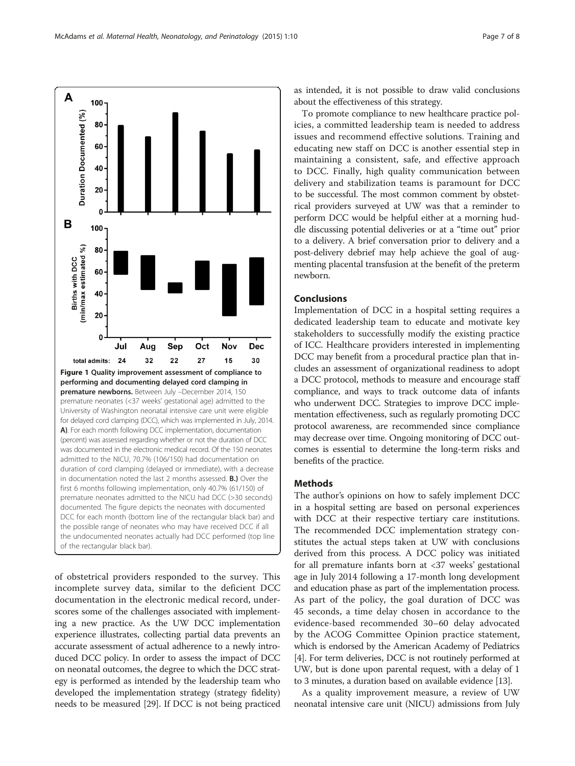**Figure 1 Quality improvement assessment of compliance to performing and documenting delayed cord clamping in premature newborns.** Between July –December 2014, 150 premature neonates (<37 weeks' gestational age) admitted to the University of Washington neonatal intensive care unit were eligible for delayed cord clamping (DCC), which was implemented in July, 2014. **A)**. For each month following DCC implementation, documentation (percent) was assessed regarding whether or not the duration of DCC was documented in the electronic medical record. Of the 150 neonates admitted to the NICU, 70.7% (106/150) had documentation on duration of cord clamping (delayed or immediate), with a decrease in documentation noted the last 2 months assessed. **B.)** Over the first 6 months following implementation, only 40.7% (61/150) of premature neonates admitted to the NICU had DCC (>30 seconds) documented. The figure depicts the neonates with documented DCC for each month (bottom line of the rectangular black bar) and the possible range of neonates who may have received DCC if all the undocumented neonates actually had DCC performed (top line of the rectangular black bar).

of obstetrical providers responded to the survey. This incomplete survey data, similar to the deficient DCC documentation in the electronic medical record, underscores some of the challenges associated with implementing a new practice. As the UW DCC implementation experience illustrates, collecting partial data prevents an accurate assessment of actual adherence to a newly introduced DCC policy. In order to assess the impact of DCC on neonatal outcomes, the degree to which the DCC strategy is performed as intended by the leadership team who developed the implementation strategy (strategy fidelity) needs to be measured [29]. If DCC is not being practiced as intended, it is not possible to draw valid conclusions about the effectiveness of this strategy.

To promote compliance to new healthcare practice policies, a committed leadership team is needed to address issues and recommend effective solutions. Training and educating new staff on DCC is another essential step in maintaining a consistent, safe, and effective approach to DCC. Finally, high quality communication between delivery and stabilization teams is paramount for DCC to be successful. The most common comment by obstetrical providers surveyed at UW was that a reminder to perform DCC would be helpful either at a morning huddle discussing potential deliveries or at a "time out" prior to a delivery. A brief conversation prior to delivery and a post-delivery debrief may help achieve the goal of augmenting placental transfusion at the benefit of the preterm newborn.

## Conclusions

Implementation of DCC in a hospital setting requires a dedicated leadership team to educate and motivate key stakeholders to successfully modify the existing practice of ICC. Healthcare providers interested in implementing DCC may benefit from a procedural practice plan that includes an assessment of organizational readiness to adopt a DCC protocol, methods to measure and encourage staff compliance, and ways to track outcome data of infants who underwent DCC. Strategies to improve DCC implementation effectiveness, such as regularly promoting DCC protocol awareness, are recommended since compliance may decrease over time. Ongoing monitoring of DCC outcomes is essential to determine the long-term risks and benefits of the practice.

## Methods

The author's opinions on how to safely implement DCC in a hospital setting are based on personal experiences with DCC at their respective tertiary care institutions. The recommended DCC implementation strategy constitutes the actual steps taken at UW with conclusions derived from this process. A DCC policy was initiated for all premature infants born at <37 weeks' gestational age in July 2014 following a 17-month long development and education phase as part of the implementation process. As part of the policy, the goal duration of DCC was 45 seconds, a time delay chosen in accordance to the evidence-based recommended 30–60 delay advocated by the ACOG Committee Opinion practice statement, which is endorsed by the American Academy of Pediatrics [4]. For term deliveries, DCC is not routinely performed at UW, but is done upon parental request, with a delay of 1 to 3 minutes, a duration based on available evidence [13].

As a quality improvement measure, a review of UW neonatal intensive care unit (NICU) admissions from July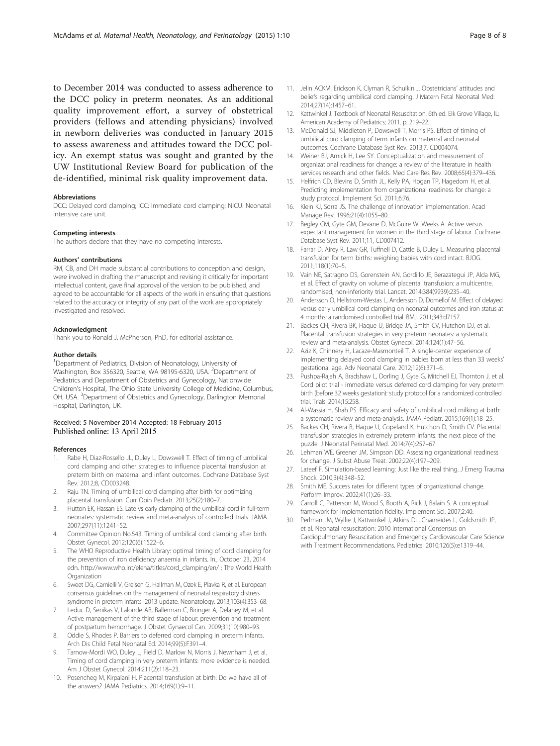to December 2014 was conducted to assess adherence to the DCC policy in preterm neonates. As an additional quality improvement effort, a survey of obstetrical providers (fellows and attending physicians) involved in newborn deliveries was conducted in January 2015 to assess awareness and attitudes toward the DCC policy. An exempt status was sought and granted by the UW Institutional Review Board for publication of the de-identified, minimal risk quality improvement data.

#### Abbreviations

DCC: Delayed cord clamping; ICC: Immediate cord clamping; NICU: Neonatal intensive care unit.

#### Competing interests

The authors declare that they have no competing interests.

#### Authors' contributions

RM, CB, and DH made substantial contributions to conception and design, were involved in drafting the manuscript and revising it critically for important intellectual content, gave final approval of the version to be published, and agreed to be accountable for all aspects of the work in ensuring that questions related to the accuracy or integrity of any part of the work are appropriately investigated and resolved.

#### Acknowledgment

Thank you to Ronald J. McPherson, PhD, for editorial assistance.

#### Author details

[1]Department of Pediatrics, Division of Neonatology, University of Washington, Box 356320, Seattle, WA 98195-6320, USA. [2]Department of Pediatrics and Department of Obstetrics and Gynecology, Nationwide Children's Hospital, The Ohio State University College of Medicine, Columbus, OH, USA. [3]Department of Obstetrics and Gynecology, Darlington Memorial Hospital, Darlington, UK.

Received: 5 November 2014 Accepted: 18 February 2015
Published online: 13 April 2015

#### References

1. Rabe H, Diaz-Rossello JL, Duley L, Dowswell T. Effect of timing of umbilical cord clamping and other strategies to influence placental transfusion at preterm birth on maternal and infant outcomes. Cochrane Database Syst Rev. 2012;8, CD003248.
2. Raju TN. Timing of umbilical cord clamping after birth for optimizing placental transfusion. Curr Opin Pediatr. 2013;25(2):180–7.
3. Hutton EK, Hassan ES. Late vs early clamping of the umbilical cord in full-term neonates: systematic review and meta-analysis of controlled trials. JAMA. 2007;297(11):1241–52.
4. Committee Opinion No.543. Timing of umbilical cord clamping after birth. Obstet Gynecol. 2012;120(6):1522–6.
5. The WHO Reproductive Health Library: optimal timing of cord clamping for the prevention of iron deficiency anaemia in infants. In., October 23, 2014 edn. http://www.who.int/elena/titles/cord_clamping/en/ : The World Health Organization
6. Sweet DG, Carnielli V, Greisen G, Hallman M, Ozek E, Plavka R, et al. European consensus guidelines on the management of neonatal respiratory distress syndrome in preterm infants–2013 update. Neonatology. 2013;103(4):353–68.
7. Leduc D, Senikas V, Lalonde AB, Ballerman C, Biringer A, Delaney M, et al. Active management of the third stage of labour: prevention and treatment of postpartum hemorrhage. J Obstet Gynaecol Can. 2009;31(10):980–93.
8. Oddie S, Rhodes P. Barriers to deferred cord clamping in preterm infants. Arch Dis Child Fetal Neonatal Ed. 2014;99(5):F391–4.
9. Tarnow-Mordi WO, Duley L, Field D, Marlow N, Morris J, Newnham J, et al. Timing of cord clamping in very preterm infants: more evidence is needed. Am J Obstet Gynecol. 2014;211(2):118–23.
10. Posencheg M, Kirpalani H. Placental transfusion at birth: Do we have all of the answers? JAMA Pediatrics. 2014;169(1):9–11.
11. Jelin ACKM, Erickson K, Clyman R, Schulkin J. Obstetricians' attitudes and beliefs regarding umbilical cord clamping. J Matern Fetal Neonatal Med. 2014;27(14):1457–61.
12. Kattwinkel J. Textbook of Neonatal Resuscitation. 6th ed. Elk Grove Village, IL: American Academy of Pediatrics; 2011. p. 219–22.
13. McDonald SJ, Middleton P, Dowswell T, Morris PS. Effect of timing of umbilical cord clamping of term infants on maternal and neonatal outcomes. Cochrane Database Syst Rev. 2013;7, CD004074.
14. Weiner BJ, Amick H, Lee SY. Conceptualization and measurement of organizational readiness for change: a review of the literature in health services research and other fields. Med Care Res Rev. 2008;65(4):379–436.
15. Helfrich CD, Blevins D, Smith JL, Kelly PA, Hogan TP, Hagedorn H, et al. Predicting implementation from organizational readiness for change: a study protocol. Implement Sci. 2011;6:76.
16. Klein KJ, Sorra JS. The challenge of innovation implementation. Acad Manage Rev. 1996;21(4):1055–80.
17. Begley CM, Gyte GM, Devane D, McGuire W, Weeks A. Active versus expectant management for women in the third stage of labour. Cochrane Database Syst Rev. 2011;11, CD007412.
18. Farrar D, Airey R, Law GR, Tuffnell D, Cattle B, Duley L. Measuring placental transfusion for term births: weighing babies with cord intact. BJOG. 2011;118(1):70–5.
19. Vain NE, Satragno DS, Gorenstein AN, Gordillo JE, Berazategui JP, Alda MG, et al. Effect of gravity on volume of placental transfusion: a multicentre, randomised, non-inferiority trial. Lancet. 2014;384(9939):235–40.
20. Andersson O, Hellstrom-Westas L, Andersson D, Domellof M. Effect of delayed versus early umbilical cord clamping on neonatal outcomes and iron status at 4 months: a randomised controlled trial. BMJ. 2011;343:d7157.
21. Backes CH, Rivera BK, Haque U, Bridge JA, Smith CV, Hutchon DJ, et al. Placental transfusion strategies in very preterm neonates: a systematic review and meta-analysis. Obstet Gynecol. 2014;124(1):47–56.
22. Aziz K, Chinnery H, Lacaze-Masmonteil T. A single-center experience of implementing delayed cord clamping in babies born at less than 33 weeks' gestational age. Adv Neonatal Care. 2012;12(6):371–6.
23. Pushpa-Rajah A, Bradshaw L, Dorling J, Gyte G, Mitchell EJ, Thornton J, et al. Cord pilot trial - immediate versus deferred cord clamping for very preterm birth (before 32 weeks gestation): study protocol for a randomized controlled trial. Trials. 2014;15:258.
24. Al-Wassia H, Shah PS. Efficacy and safety of umbilical cord milking at birth: a systematic review and meta-analysis. JAMA Pediatr. 2015;169(1):18–25.
25. Backes CH, Rivera B, Haque U, Copeland K, Hutchon D, Smith CV. Placental transfusion strategies in extremely preterm infants: the next piece of the puzzle. J Neonatal Perinatal Med. 2014;7(4):257–67.
26. Lehman WE, Greener JM, Simpson DD. Assessing organizational readiness for change. J Subst Abuse Treat. 2002;22(4):197–209.
27. Lateef F. Simulation-based learning: Just like the real thing. J Emerg Trauma Shock. 2010;3(4):348–52.
28. Smith ME. Success rates for different types of organizational change. Perform Improv. 2002;41(1):26–33.
29. Carroll C, Patterson M, Wood S, Booth A, Rick J, Balain S. A conceptual framework for implementation fidelity. Implement Sci. 2007;2:40.
30. Perlman JM, Wyllie J, Kattwinkel J, Atkins DL, Chameides L, Goldsmith JP, et al. Neonatal resuscitation: 2010 International Consensus on Cardiopulmonary Resuscitation and Emergency Cardiovascular Care Science with Treatment Recommendations. Pediatrics. 2010;126(5):e1319–44.